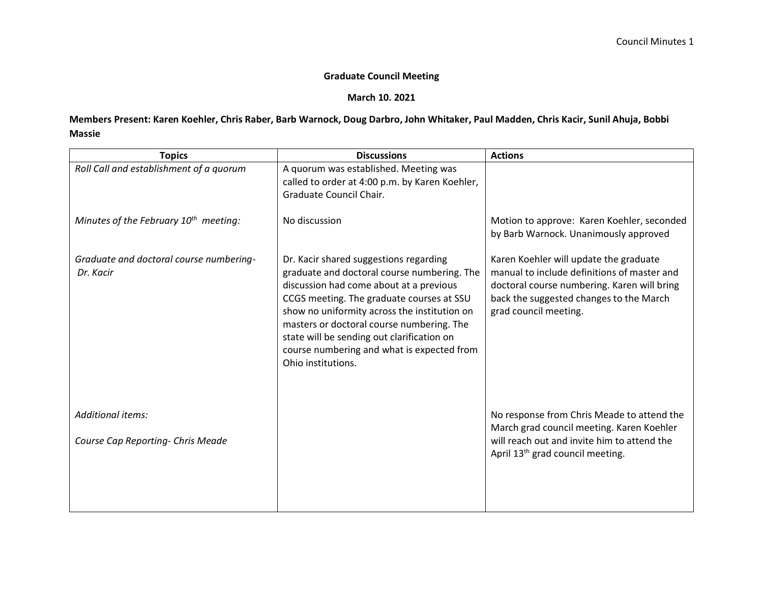**Graduate Council Meeting**

**March 10. 2021**

**Members Present: Karen Koehler, Chris Raber, Barb Warnock, Doug Darbro, John Whitaker, Paul Madden, Chris Kacir, Sunil Ahuja, Bobbi Massie**

| Topics | Discussions | Actions |
| --- | --- | --- |
| *Roll Call and establishment of a quorum* | A quorum was established. Meeting was called to order at 4:00 p.m. by Karen Koehler, Graduate Council Chair. | |
| *Minutes of the February 10th meeting:* | No discussion | Motion to approve: Karen Koehler, seconded by Barb Warnock. Unanimously approved |
| *Graduate and doctoral course numbering- Dr. Kacir* | Dr. Kacir shared suggestions regarding graduate and doctoral course numbering. The discussion had come about at a previous CCGS meeting. The graduate courses at SSU show no uniformity across the institution on masters or doctoral course numbering. The state will be sending out clarification on course numbering and what is expected from Ohio institutions. | Karen Koehler will update the graduate manual to include definitions of master and doctoral course numbering. Karen will bring back the suggested changes to the March grad council meeting. |
| *Additional items:* <br> *Course Cap Reporting- Chris Meade* | | No response from Chris Meade to attend the March grad council meeting. Karen Koehler will reach out and invite him to attend the April 13th grad council meeting. |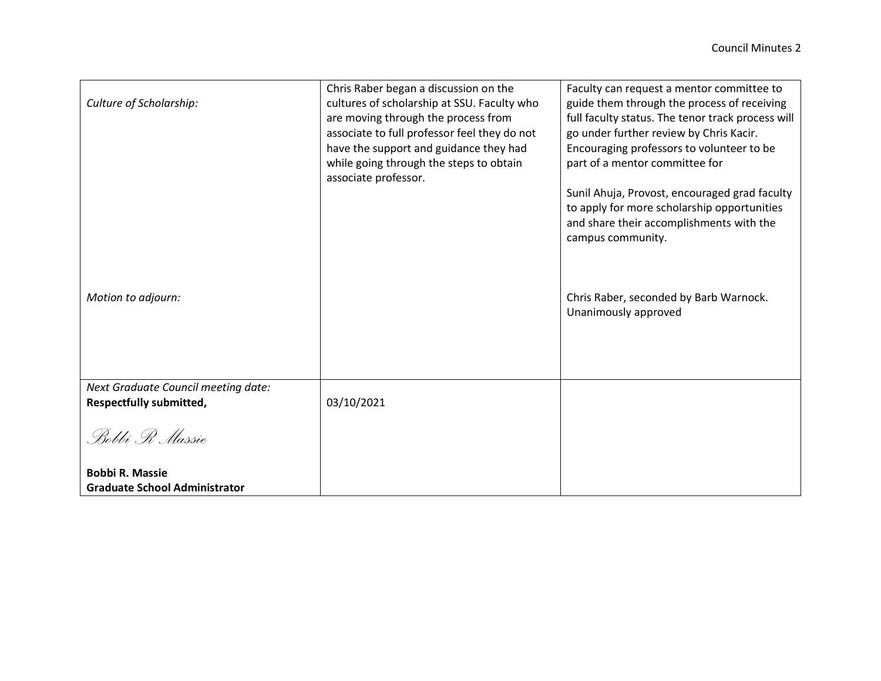| | | |
|---|---|---|
| *Culture of Scholarship:* | Chris Raber began a discussion on the cultures of scholarship at SSU. Faculty who are moving through the process from associate to full professor feel they do not have the support and guidance they had while going through the steps to obtain associate professor. | Faculty can request a mentor committee to guide them through the process of receiving full faculty status. The tenor track process will go under further review by Chris Kacir. Encouraging professors to volunteer to be part of a mentor committee for<br><br>Sunil Ahuja, Provost, encouraged grad faculty to apply for more scholarship opportunities and share their accomplishments with the campus community. |
| *Motion to adjourn:* | | Chris Raber, seconded by Barb Warnock. Unanimously approved |
| *Next Graduate Council meeting date:*<br>**Respectfully submitted,**<br><br>*Bobbi R Massie*<br><br>**Bobbi R. Massie**<br>**Graduate School Administrator** | 03/10/2021 | |